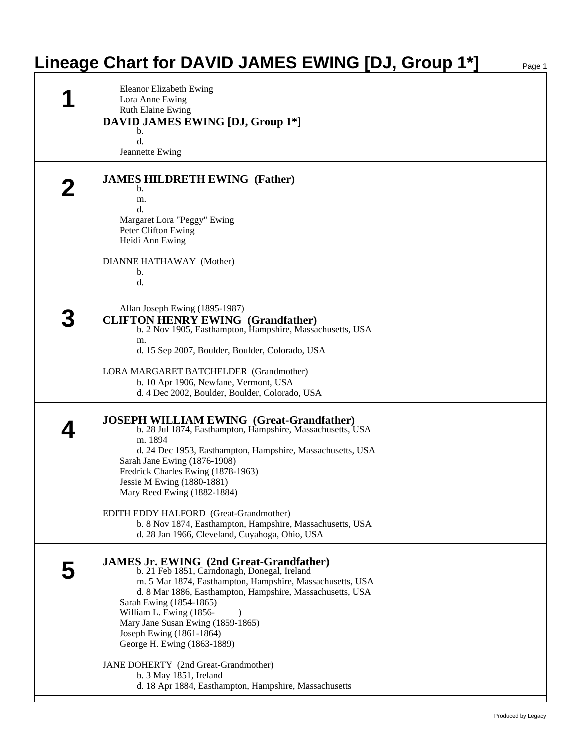# Lineage Chart for DAVID JAMES EWING [DJ, Group 1*]

## 1

Eleanor Elizabeth Ewing
Lora Anne Ewing
Ruth Elaine Ewing

**DAVID JAMES EWING [DJ, Group 1*]**
b.
d.

Jeannette Ewing

## 2

**JAMES HILDRETH EWING (Father)**
b.
m.
d.

Margaret Lora "Peggy" Ewing
Peter Clifton Ewing
Heidi Ann Ewing

DIANNE HATHAWAY (Mother)
b.
d.

## 3

Allan Joseph Ewing (1895-1987)

**CLIFTON HENRY EWING (Grandfather)**
b. 2 Nov 1905, Easthampton, Hampshire, Massachusetts, USA
m.
d. 15 Sep 2007, Boulder, Boulder, Colorado, USA

LORA MARGARET BATCHELDER (Grandmother)
b. 10 Apr 1906, Newfane, Vermont, USA
d. 4 Dec 2002, Boulder, Boulder, Colorado, USA

## 4

**JOSEPH WILLIAM EWING (Great-Grandfather)**
b. 28 Jul 1874, Easthampton, Hampshire, Massachusetts, USA
m. 1894
d. 24 Dec 1953, Easthampton, Hampshire, Massachusetts, USA

Sarah Jane Ewing (1876-1908)
Fredrick Charles Ewing (1878-1963)
Jessie M Ewing (1880-1881)
Mary Reed Ewing (1882-1884)

EDITH EDDY HALFORD (Great-Grandmother)
b. 8 Nov 1874, Easthampton, Hampshire, Massachusetts, USA
d. 28 Jan 1966, Cleveland, Cuyahoga, Ohio, USA

## 5

**JAMES Jr. EWING (2nd Great-Grandfather)**
b. 21 Feb 1851, Carndonagh, Donegal, Ireland
m. 5 Mar 1874, Easthampton, Hampshire, Massachusetts, USA
d. 8 Mar 1886, Easthampton, Hampshire, Massachusetts, USA

Sarah Ewing (1854-1865)
William L. Ewing (1856- )
Mary Jane Susan Ewing (1859-1865)
Joseph Ewing (1861-1864)
George H. Ewing (1863-1889)

JANE DOHERTY (2nd Great-Grandmother)
b. 3 May 1851, Ireland
d. 18 Apr 1884, Easthampton, Hampshire, Massachusetts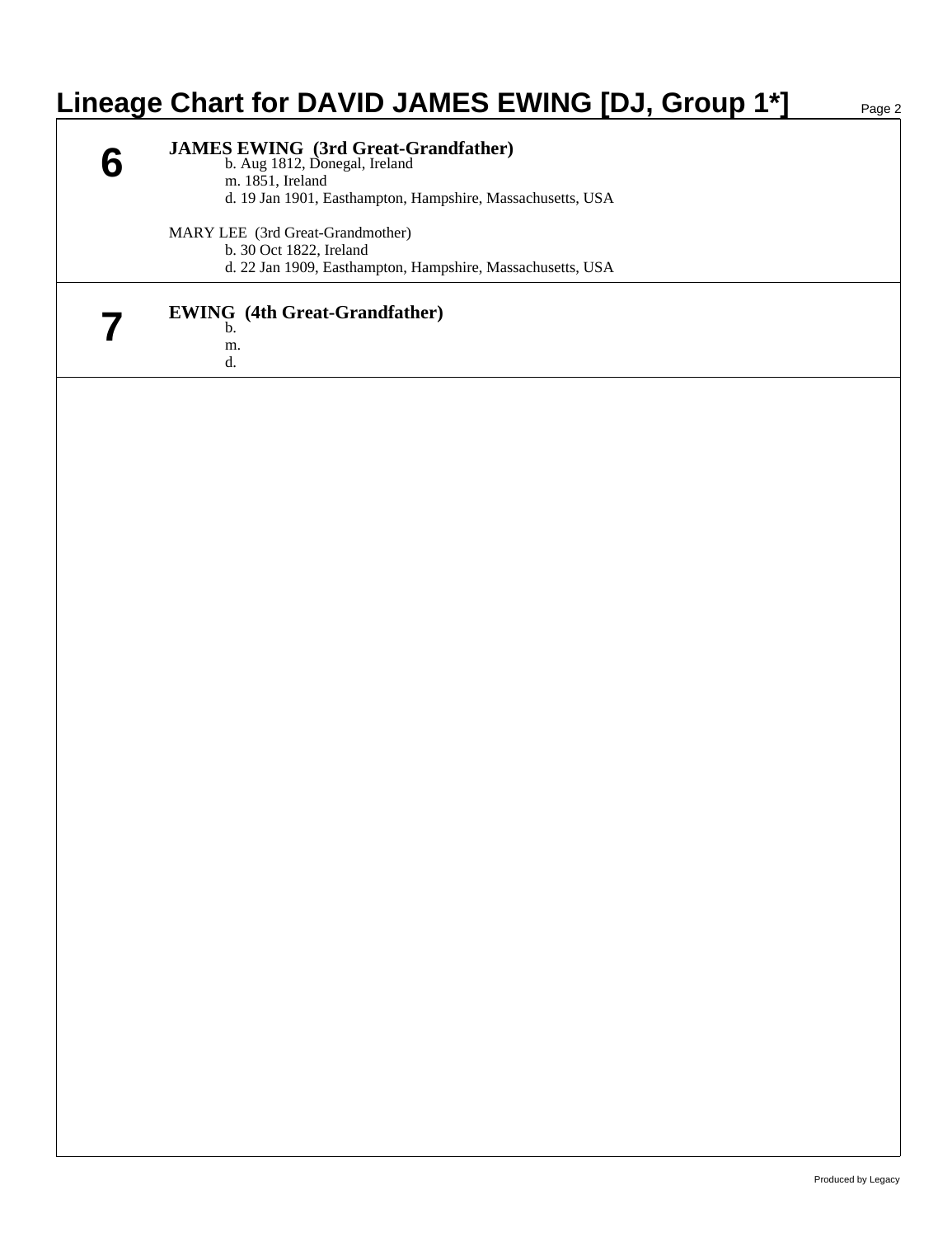# Lineage Chart for DAVID JAMES EWING [DJ, Group 1*]

**6**

**JAMES EWING (3rd Great-Grandfather)**
b. Aug 1812, Donegal, Ireland
m. 1851, Ireland
d. 19 Jan 1901, Easthampton, Hampshire, Massachusetts, USA

MARY LEE (3rd Great-Grandmother)
b. 30 Oct 1822, Ireland
d. 22 Jan 1909, Easthampton, Hampshire, Massachusetts, USA

**7**

**EWING (4th Great-Grandfather)**
b.
m.
d.

Produced by Legacy